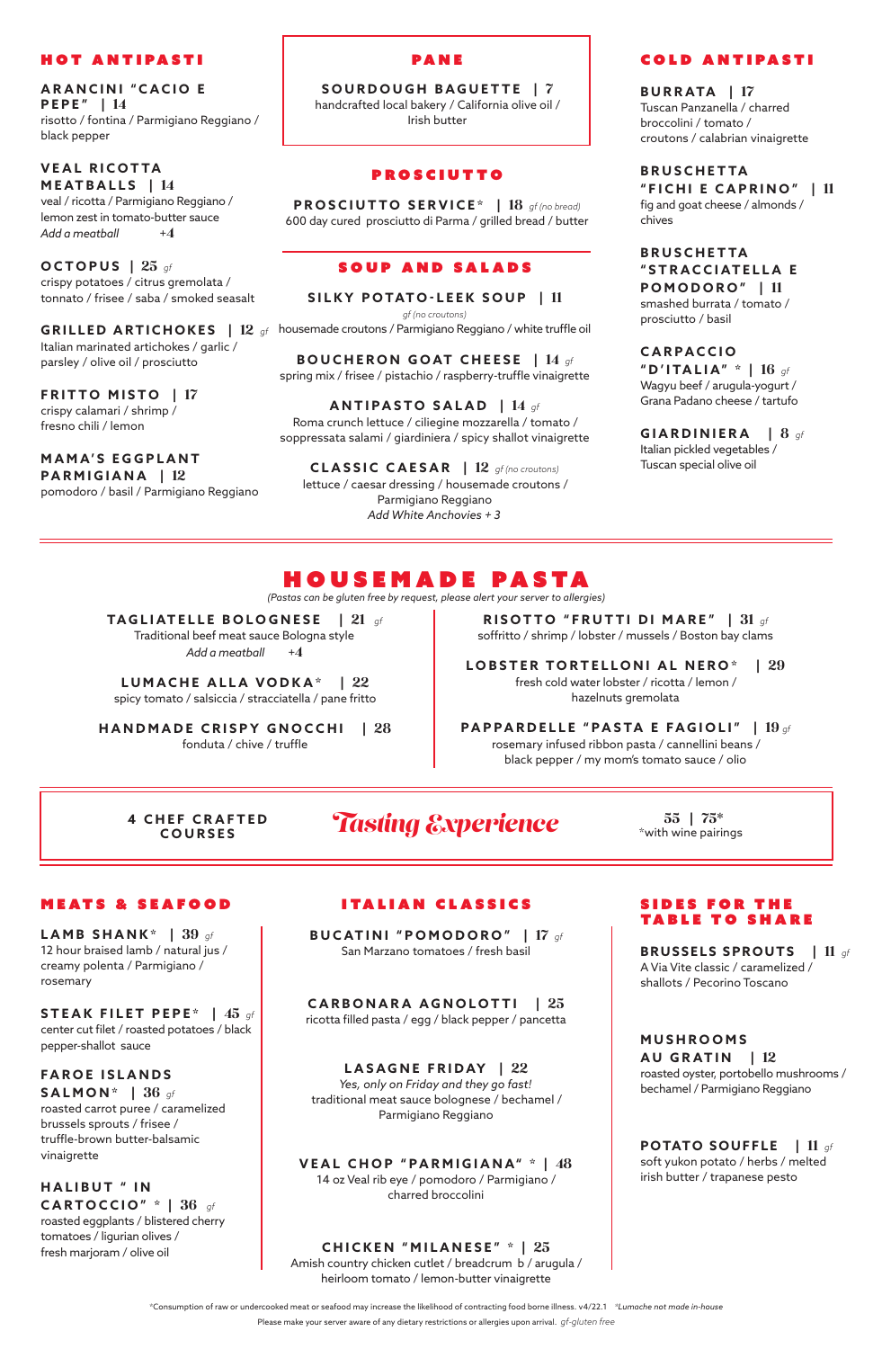## HOT ANTIPASTI

**ARANCINI "CACIO E PEPE" | 14**
risotto / fontina / Parmigiano Reggiano / black pepper

**VEAL RICOTTA MEATBALLS | 14**
veal / ricotta / Parmigiano Reggiano / lemon zest in tomato-butter sauce
*Add a meatball* +4

**OCTOPUS | 25** *gf*
crispy potatoes / citrus gremolata / tonnato / frisee / saba / smoked seasalt

**GRILLED ARTICHOKES | 12** *gf*
Italian marinated artichokes / garlic / parsley / olive oil / prosciutto

**FRITTO MISTO | 17**
crispy calamari / shrimp / fresno chili / lemon

**MAMA'S EGGPLANT PARMIGIANA | 12**
pomodoro / basil / Parmigiano Reggiano

## PANE

**SOURDOUGH BAGUETTE | 7**
handcrafted local bakery / California olive oil / Irish butter

## PROSCIUTTO

**PROSCIUTTO SERVICE* | 18** *gf (no bread)*
600 day cured prosciutto di Parma / grilled bread / butter

## SOUP AND SALADS

**SILKY POTATO-LEEK SOUP | 11**
*gf (no croutons)*
housemade croutons / Parmigiano Reggiano / white truffle oil

**BOUCHERON GOAT CHEESE | 14** *gf*
spring mix / frisee / pistachio / raspberry-truffle vinaigrette

**ANTIPASTO SALAD | 14** *gf*
Roma crunch lettuce / ciliegine mozzarella / tomato / soppressata salami / giardiniera / spicy shallot vinaigrette

**CLASSIC CAESAR | 12** *gf (no croutons)*
lettuce / caesar dressing / housemade croutons / Parmigiano Reggiano
*Add White Anchovies + 3*

## COLD ANTIPASTI

**BURRATA | 17**
Tuscan Panzanella / charred broccolini / tomato / croutons / calabrian vinaigrette

**BRUSCHETTA "FICHI E CAPRINO" | 11**
fig and goat cheese / almonds / chives

**BRUSCHETTA "STRACCIATELLA E POMODORO" | 11**
smashed burrata / tomato / prosciutto / basil

**CARPACCIO "D'ITALIA" * | 16** *gf*
Wagyu beef / arugula-yogurt / Grana Padano cheese / tartufo

**GIARDINIERA | 8** *gf*
Italian pickled vegetables / Tuscan special olive oil

---

## HOUSEMADE PASTA

*(Pastas can be gluten free by request, please alert your server to allergies)*

**TAGLIATELLE BOLOGNESE | 21** *gf*
Traditional beef meat sauce Bologna style
*Add a meatball* +4

**LUMACHE ALLA VODKA* | 22**
spicy tomato / salsiccia / stracciatella / pane fritto

**HANDMADE CRISPY GNOCCHI | 28**
fonduta / chive / truffle

**RISOTTO "FRUTTI DI MARE" | 31** *gf*
soffritto / shrimp / lobster / mussels / Boston bay clams

**LOBSTER TORTELLONI AL NERO* | 29**
fresh cold water lobster / ricotta / lemon / hazelnuts gremolata

**PAPPARDELLE "PASTA E FAGIOLI" | 19** *gf*
rosemary infused ribbon pasta / cannellini beans / black pepper / my mom's tomato sauce / olio

---

**4 CHEF CRAFTED COURSES** — ***Tasting Experience*** — **55 | 75***
*with wine pairings

---

## MEATS & SEAFOOD

**LAMB SHANK* | 39** *gf*
12 hour braised lamb / natural jus / creamy polenta / Parmigiano / rosemary

**STEAK FILET PEPE* | 45** *gf*
center cut filet / roasted potatoes / black pepper-shallot sauce

**FAROE ISLANDS SALMON* | 36** *gf*
roasted carrot puree / caramelized brussels sprouts / frisee / truffle-brown butter-balsamic vinaigrette

**HALIBUT " IN CARTOCCIO" * | 36** *gf*
roasted eggplants / blistered cherry tomatoes / ligurian olives / fresh marjoram / olive oil

## ITALIAN CLASSICS

**BUCATINI "POMODORO" | 17** *gf*
San Marzano tomatoes / fresh basil

**CARBONARA AGNOLOTTI | 25**
ricotta filled pasta / egg / black pepper / pancetta

**LASAGNE FRIDAY | 22**
*Yes, only on Friday and they go fast!*
traditional meat sauce bolognese / bechamel / Parmigiano Reggiano

**VEAL CHOP "PARMIGIANA" * | 48**
14 oz Veal rib eye / pomodoro / Parmigiano / charred broccolini

**CHICKEN "MILANESE" * | 25**
Amish country chicken cutlet / breadcrum b / arugula / heirloom tomato / lemon-butter vinaigrette

## SIDES FOR THE TABLE TO SHARE

**BRUSSELS SPROUTS | 11** *gf*
A Via Vite classic / caramelized / shallots / Pecorino Toscano

**MUSHROOMS AU GRATIN | 12**
roasted oyster, portobello mushrooms / bechamel / Parmigiano Reggiano

**POTATO SOUFFLE | 11** *gf*
soft yukon potato / herbs / melted irish butter / trapanese pesto

---

*Consumption of raw or undercooked meat or seafood may increase the likelihood of contracting food borne illness. v4/22.1 *\*Lumache not made in-house*

Please make your server aware of any dietary restrictions or allergies upon arrival. *gf-gluten free*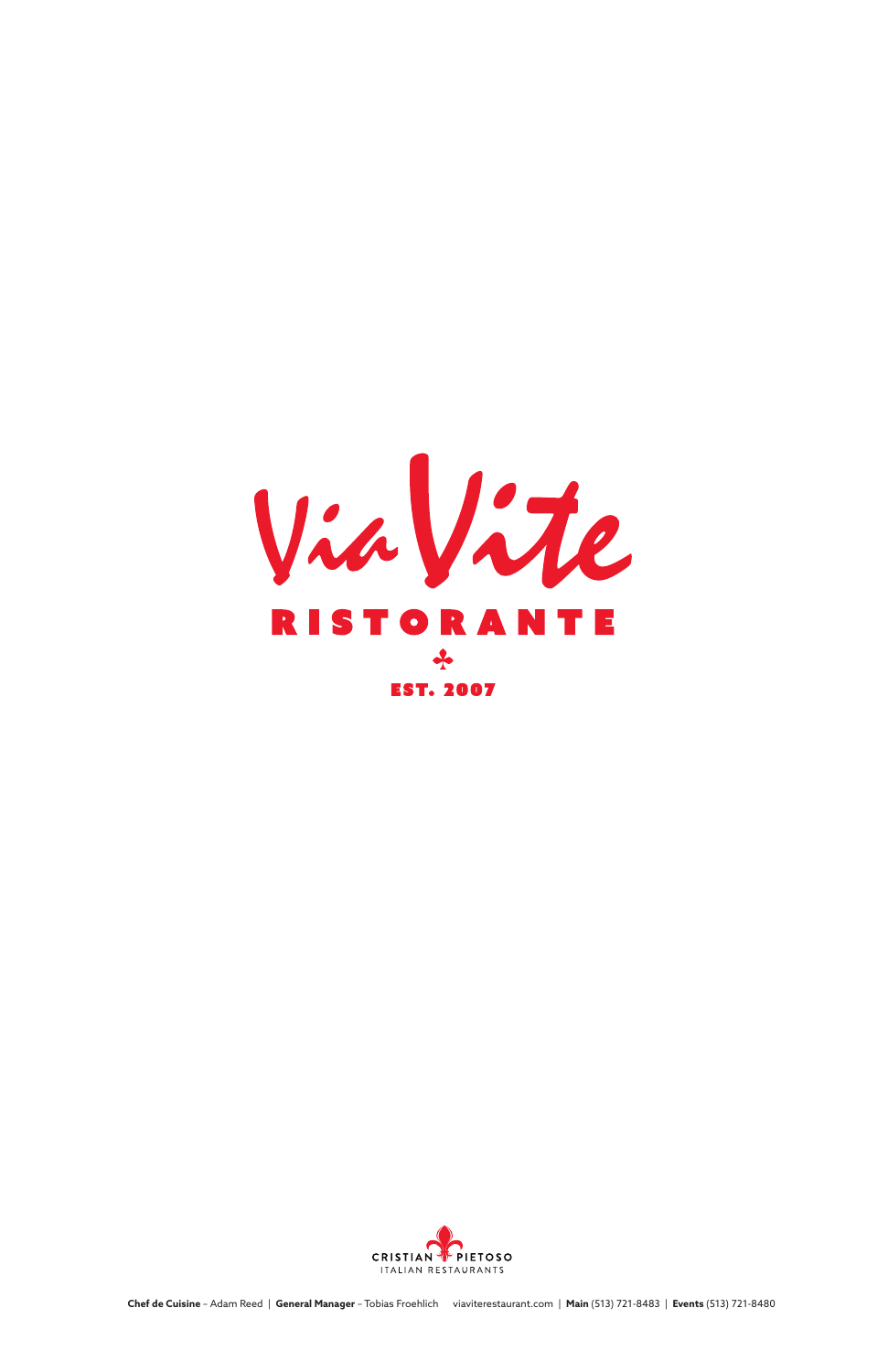# Via Vite

## RISTORANTE

EST. 2007

CRISTIAN PIETOSO
ITALIAN RESTAURANTS

**Chef de Cuisine** – Adam Reed | **General Manager** – Tobias Froehlich viaviterestaurant.com | **Main** (513) 721-8483 | **Events** (513) 721-8480